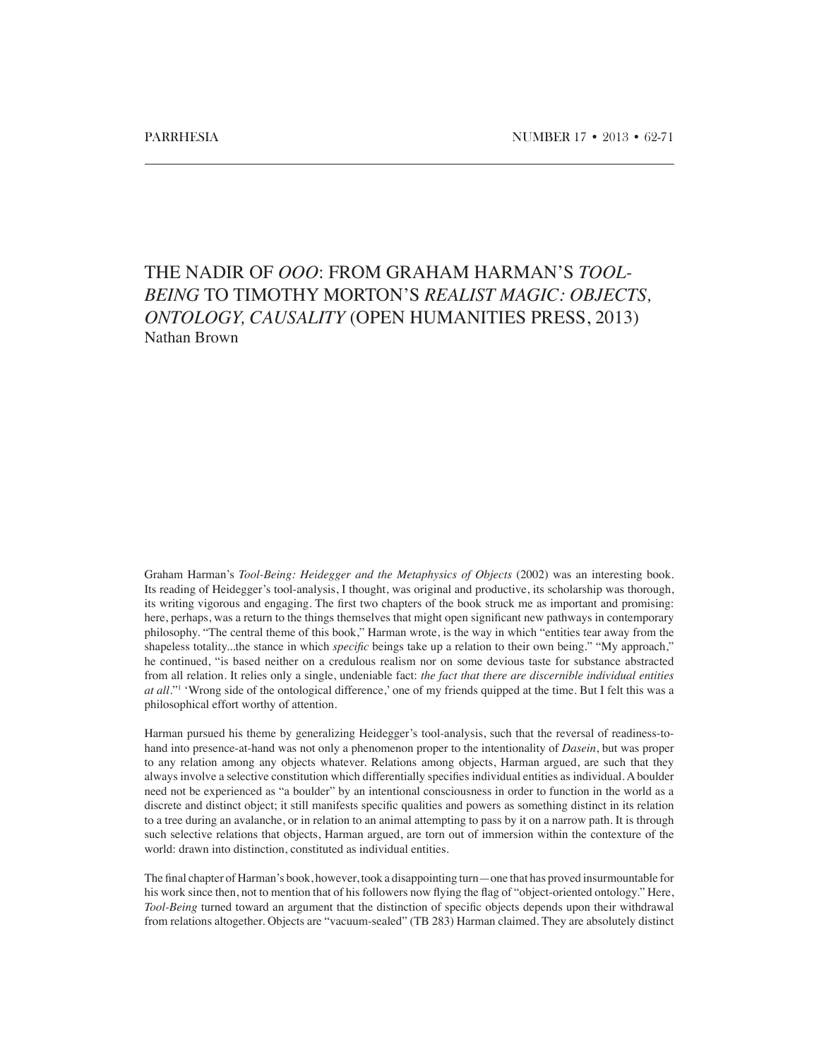# THE NADIR OF *OOO*: FROM GRAHAM HARMAN'S *TOOL-BEING* TO TIMOTHY MORTON'S *REALIST MAGIC: OBJECTS, ONTOLOGY, CAUSALITY* (OPEN HUMANITIES PRESS, 2013)

Nathan Brown

Graham Harman's *Tool-Being: Heidegger and the Metaphysics of Objects* (2002) was an interesting book. Its reading of Heidegger's tool-analysis, I thought, was original and productive, its scholarship was thorough, its writing vigorous and engaging. The first two chapters of the book struck me as important and promising: here, perhaps, was a return to the things themselves that might open significant new pathways in contemporary philosophy. "The central theme of this book," Harman wrote, is the way in which "entities tear away from the shapeless totality...the stance in which *specific* beings take up a relation to their own being." "My approach," he continued, "is based neither on a credulous realism nor on some devious taste for substance abstracted from all relation. It relies only a single, undeniable fact: *the fact that there are discernible individual entities at all*."[1] 'Wrong side of the ontological difference,' one of my friends quipped at the time. But I felt this was a philosophical effort worthy of attention.

Harman pursued his theme by generalizing Heidegger's tool-analysis, such that the reversal of readiness-to-hand into presence-at-hand was not only a phenomenon proper to the intentionality of *Dasein*, but was proper to any relation among any objects whatever. Relations among objects, Harman argued, are such that they always involve a selective constitution which differentially specifies individual entities as individual. A boulder need not be experienced as "a boulder" by an intentional consciousness in order to function in the world as a discrete and distinct object; it still manifests specific qualities and powers as something distinct in its relation to a tree during an avalanche, or in relation to an animal attempting to pass by it on a narrow path. It is through such selective relations that objects, Harman argued, are torn out of immersion within the contexture of the world: drawn into distinction, constituted as individual entities.

The final chapter of Harman's book, however, took a disappointing turn—one that has proved insurmountable for his work since then, not to mention that of his followers now flying the flag of "object-oriented ontology." Here, *Tool-Being* turned toward an argument that the distinction of specific objects depends upon their withdrawal from relations altogether. Objects are "vacuum-sealed" (TB 283) Harman claimed. They are absolutely distinct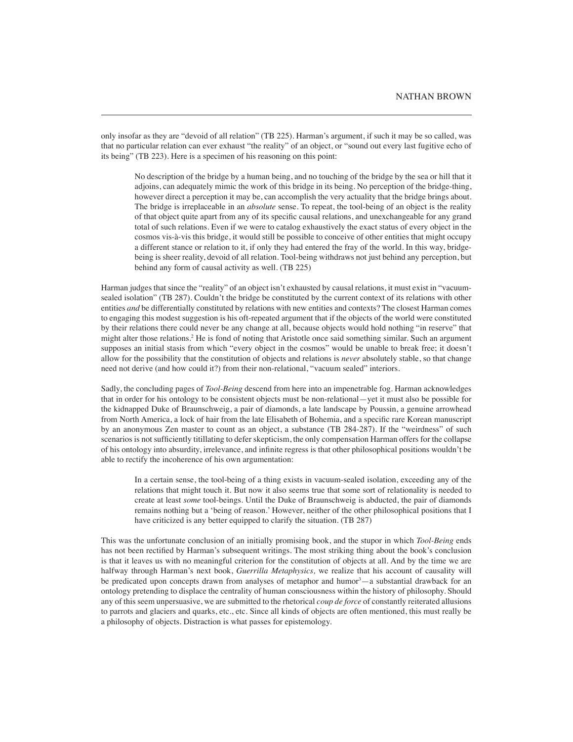only insofar as they are "devoid of all relation" (TB 225). Harman's argument, if such it may be so called, was that no particular relation can ever exhaust "the reality" of an object, or "sound out every last fugitive echo of its being" (TB 223). Here is a specimen of his reasoning on this point:

> No description of the bridge by a human being, and no touching of the bridge by the sea or hill that it adjoins, can adequately mimic the work of this bridge in its being. No perception of the bridge-thing, however direct a perception it may be, can accomplish the very actuality that the bridge brings about. The bridge is irreplaceable in an *absolute* sense. To repeat, the tool-being of an object is the reality of that object quite apart from any of its specific causal relations, and unexchangeable for any grand total of such relations. Even if we were to catalog exhaustively the exact status of every object in the cosmos vis-à-vis this bridge, it would still be possible to conceive of other entities that might occupy a different stance or relation to it, if only they had entered the fray of the world. In this way, bridge-being is sheer reality, devoid of all relation. Tool-being withdraws not just behind any perception, but behind any form of causal activity as well. (TB 225)

Harman judges that since the "reality" of an object isn't exhausted by causal relations, it must exist in "vacuum-sealed isolation" (TB 287). Couldn't the bridge be constituted by the current context of its relations with other entities *and* be differentially constituted by relations with new entities and contexts? The closest Harman comes to engaging this modest suggestion is his oft-repeated argument that if the objects of the world were constituted by their relations there could never be any change at all, because objects would hold nothing "in reserve" that might alter those relations.[2] He is fond of noting that Aristotle once said something similar. Such an argument supposes an initial stasis from which "every object in the cosmos" would be unable to break free; it doesn't allow for the possibility that the constitution of objects and relations is *never* absolutely stable, so that change need not derive (and how could it?) from their non-relational, "vacuum sealed" interiors.

Sadly, the concluding pages of *Tool-Being* descend from here into an impenetrable fog. Harman acknowledges that in order for his ontology to be consistent objects must be non-relational—yet it must also be possible for the kidnapped Duke of Braunschweig, a pair of diamonds, a late landscape by Poussin, a genuine arrowhead from North America, a lock of hair from the late Elisabeth of Bohemia, and a specific rare Korean manuscript by an anonymous Zen master to count as an object, a substance (TB 284-287). If the "weirdness" of such scenarios is not sufficiently titillating to defer skepticism, the only compensation Harman offers for the collapse of his ontology into absurdity, irrelevance, and infinite regress is that other philosophical positions wouldn't be able to rectify the incoherence of his own argumentation:

> In a certain sense, the tool-being of a thing exists in vacuum-sealed isolation, exceeding any of the relations that might touch it. But now it also seems true that some sort of relationality is needed to create at least *some* tool-beings. Until the Duke of Braunschweig is abducted, the pair of diamonds remains nothing but a 'being of reason.' However, neither of the other philosophical positions that I have criticized is any better equipped to clarify the situation. (TB 287)

This was the unfortunate conclusion of an initially promising book, and the stupor in which *Tool-Being* ends has not been rectified by Harman's subsequent writings. The most striking thing about the book's conclusion is that it leaves us with no meaningful criterion for the constitution of objects at all. And by the time we are halfway through Harman's next book, *Guerrilla Metaphysics,* we realize that his account of causality will be predicated upon concepts drawn from analyses of metaphor and humor[3]—a substantial drawback for an ontology pretending to displace the centrality of human consciousness within the history of philosophy. Should any of this seem unpersuasive, we are submitted to the rhetorical *coup de force* of constantly reiterated allusions to parrots and glaciers and quarks, etc., etc. Since all kinds of objects are often mentioned, this must really be a philosophy of objects. Distraction is what passes for epistemology.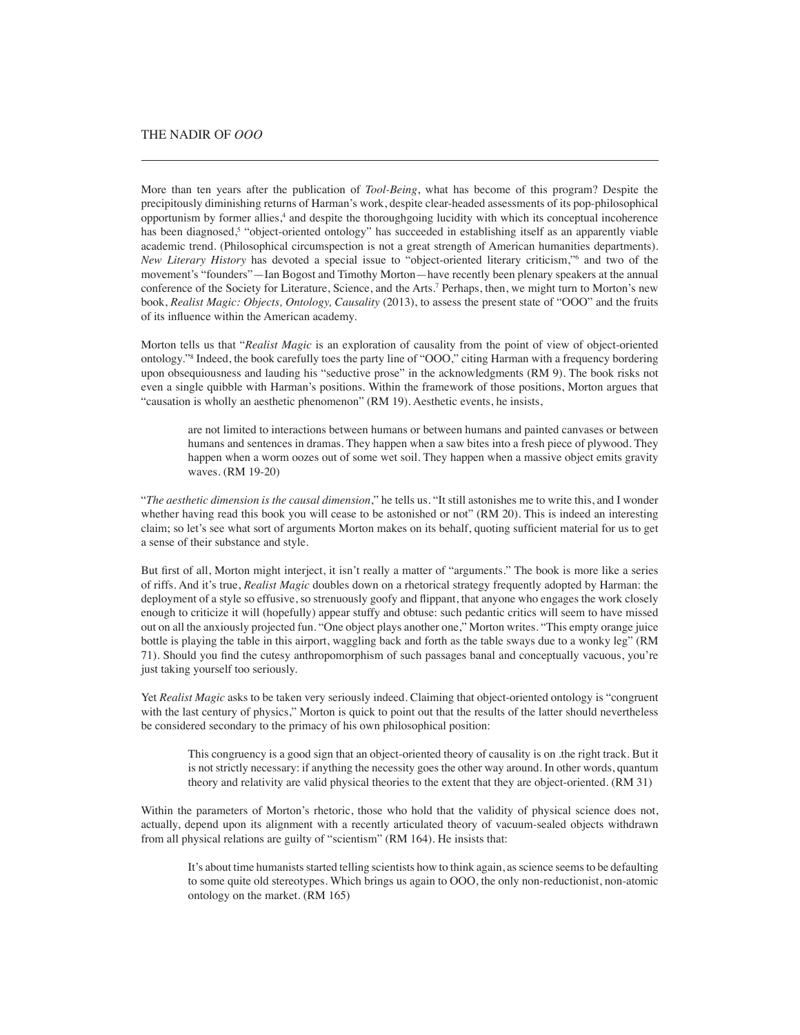## THE NADIR OF *OOO*

More than ten years after the publication of *Tool-Being*, what has become of this program? Despite the precipitously diminishing returns of Harman's work, despite clear-headed assessments of its pop-philosophical opportunism by former allies,[4] and despite the thoroughgoing lucidity with which its conceptual incoherence has been diagnosed,[5] "object-oriented ontology" has succeeded in establishing itself as an apparently viable academic trend. (Philosophical circumspection is not a great strength of American humanities departments). *New Literary History* has devoted a special issue to "object-oriented literary criticism,"[6] and two of the movement's "founders"—Ian Bogost and Timothy Morton—have recently been plenary speakers at the annual conference of the Society for Literature, Science, and the Arts.[7] Perhaps, then, we might turn to Morton's new book, *Realist Magic: Objects, Ontology, Causality* (2013), to assess the present state of "OOO" and the fruits of its influence within the American academy.

Morton tells us that "*Realist Magic* is an exploration of causality from the point of view of object-oriented ontology."[8] Indeed, the book carefully toes the party line of "OOO," citing Harman with a frequency bordering upon obsequiousness and lauding his "seductive prose" in the acknowledgments (RM 9). The book risks not even a single quibble with Harman's positions. Within the framework of those positions, Morton argues that "causation is wholly an aesthetic phenomenon" (RM 19). Aesthetic events, he insists,

> are not limited to interactions between humans or between humans and painted canvases or between humans and sentences in dramas. They happen when a saw bites into a fresh piece of plywood. They happen when a worm oozes out of some wet soil. They happen when a massive object emits gravity waves. (RM 19-20)

"*The aesthetic dimension is the causal dimension*," he tells us. "It still astonishes me to write this, and I wonder whether having read this book you will cease to be astonished or not" (RM 20). This is indeed an interesting claim; so let's see what sort of arguments Morton makes on its behalf, quoting sufficient material for us to get a sense of their substance and style.

But first of all, Morton might interject, it isn't really a matter of "arguments." The book is more like a series of riffs. And it's true, *Realist Magic* doubles down on a rhetorical strategy frequently adopted by Harman: the deployment of a style so effusive, so strenuously goofy and flippant, that anyone who engages the work closely enough to criticize it will (hopefully) appear stuffy and obtuse: such pedantic critics will seem to have missed out on all the anxiously projected fun. "One object plays another one," Morton writes. "This empty orange juice bottle is playing the table in this airport, waggling back and forth as the table sways due to a wonky leg" (RM 71). Should you find the cutesy anthropomorphism of such passages banal and conceptually vacuous, you're just taking yourself too seriously.

Yet *Realist Magic* asks to be taken very seriously indeed. Claiming that object-oriented ontology is "congruent with the last century of physics," Morton is quick to point out that the results of the latter should nevertheless be considered secondary to the primacy of his own philosophical position:

> This congruency is a good sign that an object-oriented theory of causality is on .the right track. But it is not strictly necessary: if anything the necessity goes the other way around. In other words, quantum theory and relativity are valid physical theories to the extent that they are object-oriented. (RM 31)

Within the parameters of Morton's rhetoric, those who hold that the validity of physical science does not, actually, depend upon its alignment with a recently articulated theory of vacuum-sealed objects withdrawn from all physical relations are guilty of "scientism" (RM 164). He insists that:

> It's about time humanists started telling scientists how to think again, as science seems to be defaulting to some quite old stereotypes. Which brings us again to OOO, the only non-reductionist, non-atomic ontology on the market. (RM 165)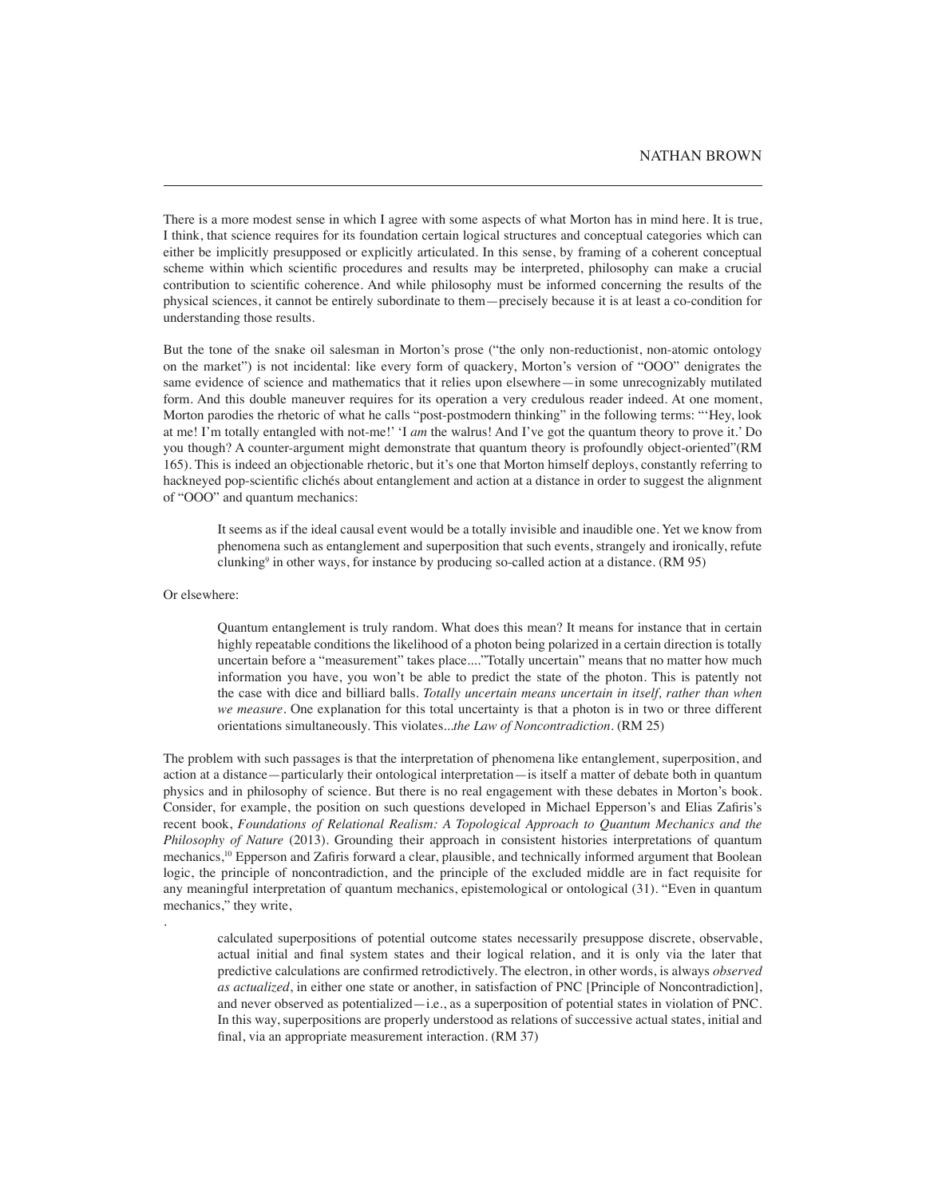There is a more modest sense in which I agree with some aspects of what Morton has in mind here. It is true, I think, that science requires for its foundation certain logical structures and conceptual categories which can either be implicitly presupposed or explicitly articulated. In this sense, by framing of a coherent conceptual scheme within which scientific procedures and results may be interpreted, philosophy can make a crucial contribution to scientific coherence. And while philosophy must be informed concerning the results of the physical sciences, it cannot be entirely subordinate to them—precisely because it is at least a co-condition for understanding those results.

But the tone of the snake oil salesman in Morton's prose ("the only non-reductionist, non-atomic ontology on the market") is not incidental: like every form of quackery, Morton's version of "OOO" denigrates the same evidence of science and mathematics that it relies upon elsewhere—in some unrecognizably mutilated form. And this double maneuver requires for its operation a very credulous reader indeed. At one moment, Morton parodies the rhetoric of what he calls "post-postmodern thinking" in the following terms: "'Hey, look at me! I'm totally entangled with not-me!' 'I *am* the walrus! And I've got the quantum theory to prove it.' Do you though? A counter-argument might demonstrate that quantum theory is profoundly object-oriented"(RM 165). This is indeed an objectionable rhetoric, but it's one that Morton himself deploys, constantly referring to hackneyed pop-scientific clichés about entanglement and action at a distance in order to suggest the alignment of "OOO" and quantum mechanics:

> It seems as if the ideal causal event would be a totally invisible and inaudible one. Yet we know from phenomena such as entanglement and superposition that such events, strangely and ironically, refute clunking[9] in other ways, for instance by producing so-called action at a distance. (RM 95)

Or elsewhere:

> Quantum entanglement is truly random. What does this mean? It means for instance that in certain highly repeatable conditions the likelihood of a photon being polarized in a certain direction is totally uncertain before a "measurement" takes place...."Totally uncertain" means that no matter how much information you have, you won't be able to predict the state of the photon. This is patently not the case with dice and billiard balls. *Totally uncertain means uncertain in itself, rather than when we measure*. One explanation for this total uncertainty is that a photon is in two or three different orientations simultaneously. This violates...*the Law of Noncontradiction*. (RM 25)

The problem with such passages is that the interpretation of phenomena like entanglement, superposition, and action at a distance—particularly their ontological interpretation—is itself a matter of debate both in quantum physics and in philosophy of science. But there is no real engagement with these debates in Morton's book. Consider, for example, the position on such questions developed in Michael Epperson's and Elias Zafiris's recent book, *Foundations of Relational Realism: A Topological Approach to Quantum Mechanics and the Philosophy of Nature* (2013). Grounding their approach in consistent histories interpretations of quantum mechanics,[10] Epperson and Zafiris forward a clear, plausible, and technically informed argument that Boolean logic, the principle of noncontradiction, and the principle of the excluded middle are in fact requisite for any meaningful interpretation of quantum mechanics, epistemological or ontological (31). "Even in quantum mechanics," they write,

> calculated superpositions of potential outcome states necessarily presuppose discrete, observable, actual initial and final system states and their logical relation, and it is only via the later that predictive calculations are confirmed retrodictively. The electron, in other words, is always *observed as actualized*, in either one state or another, in satisfaction of PNC [Principle of Noncontradiction], and never observed as potentialized—i.e., as a superposition of potential states in violation of PNC. In this way, superpositions are properly understood as relations of successive actual states, initial and final, via an appropriate measurement interaction. (RM 37)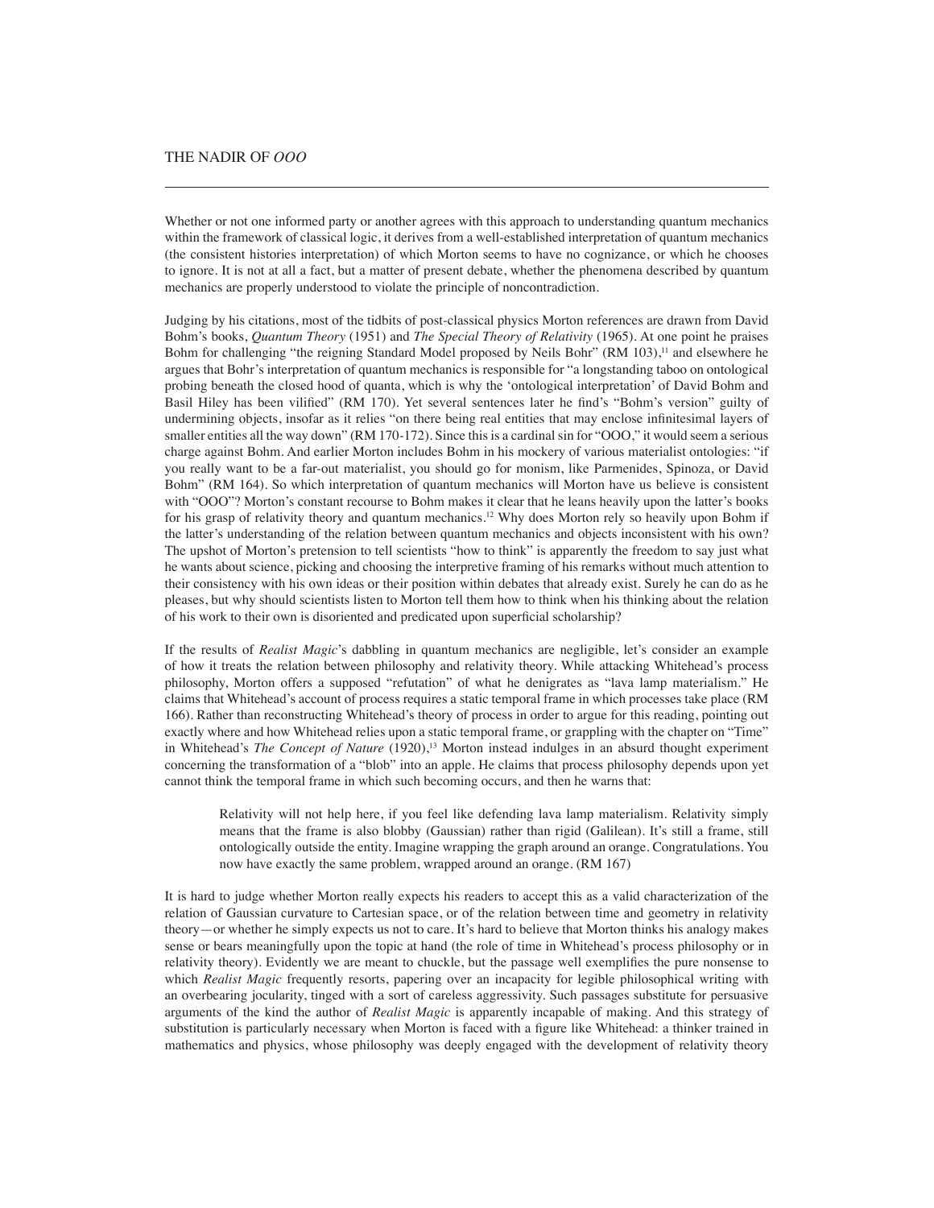Whether or not one informed party or another agrees with this approach to understanding quantum mechanics within the framework of classical logic, it derives from a well-established interpretation of quantum mechanics (the consistent histories interpretation) of which Morton seems to have no cognizance, or which he chooses to ignore. It is not at all a fact, but a matter of present debate, whether the phenomena described by quantum mechanics are properly understood to violate the principle of noncontradiction.

Judging by his citations, most of the tidbits of post-classical physics Morton references are drawn from David Bohm's books, *Quantum Theory* (1951) and *The Special Theory of Relativity* (1965). At one point he praises Bohm for challenging "the reigning Standard Model proposed by Neils Bohr" (RM 103),[11] and elsewhere he argues that Bohr's interpretation of quantum mechanics is responsible for "a longstanding taboo on ontological probing beneath the closed hood of quanta, which is why the 'ontological interpretation' of David Bohm and Basil Hiley has been vilified" (RM 170). Yet several sentences later he find's "Bohm's version" guilty of undermining objects, insofar as it relies "on there being real entities that may enclose infinitesimal layers of smaller entities all the way down" (RM 170-172). Since this is a cardinal sin for "OOO," it would seem a serious charge against Bohm. And earlier Morton includes Bohm in his mockery of various materialist ontologies: "if you really want to be a far-out materialist, you should go for monism, like Parmenides, Spinoza, or David Bohm" (RM 164). So which interpretation of quantum mechanics will Morton have us believe is consistent with "OOO"? Morton's constant recourse to Bohm makes it clear that he leans heavily upon the latter's books for his grasp of relativity theory and quantum mechanics.[12] Why does Morton rely so heavily upon Bohm if the latter's understanding of the relation between quantum mechanics and objects inconsistent with his own? The upshot of Morton's pretension to tell scientists "how to think" is apparently the freedom to say just what he wants about science, picking and choosing the interpretive framing of his remarks without much attention to their consistency with his own ideas or their position within debates that already exist. Surely he can do as he pleases, but why should scientists listen to Morton tell them how to think when his thinking about the relation of his work to their own is disoriented and predicated upon superficial scholarship?

If the results of *Realist Magic*'s dabbling in quantum mechanics are negligible, let's consider an example of how it treats the relation between philosophy and relativity theory. While attacking Whitehead's process philosophy, Morton offers a supposed "refutation" of what he denigrates as "lava lamp materialism." He claims that Whitehead's account of process requires a static temporal frame in which processes take place (RM 166). Rather than reconstructing Whitehead's theory of process in order to argue for this reading, pointing out exactly where and how Whitehead relies upon a static temporal frame, or grappling with the chapter on "Time" in Whitehead's *The Concept of Nature* (1920),[13] Morton instead indulges in an absurd thought experiment concerning the transformation of a "blob" into an apple. He claims that process philosophy depends upon yet cannot think the temporal frame in which such becoming occurs, and then he warns that:

> Relativity will not help here, if you feel like defending lava lamp materialism. Relativity simply means that the frame is also blobby (Gaussian) rather than rigid (Galilean). It's still a frame, still ontologically outside the entity. Imagine wrapping the graph around an orange. Congratulations. You now have exactly the same problem, wrapped around an orange. (RM 167)

It is hard to judge whether Morton really expects his readers to accept this as a valid characterization of the relation of Gaussian curvature to Cartesian space, or of the relation between time and geometry in relativity theory—or whether he simply expects us not to care. It's hard to believe that Morton thinks his analogy makes sense or bears meaningfully upon the topic at hand (the role of time in Whitehead's process philosophy or in relativity theory). Evidently we are meant to chuckle, but the passage well exemplifies the pure nonsense to which *Realist Magic* frequently resorts, papering over an incapacity for legible philosophical writing with an overbearing jocularity, tinged with a sort of careless aggressivity. Such passages substitute for persuasive arguments of the kind the author of *Realist Magic* is apparently incapable of making. And this strategy of substitution is particularly necessary when Morton is faced with a figure like Whitehead: a thinker trained in mathematics and physics, whose philosophy was deeply engaged with the development of relativity theory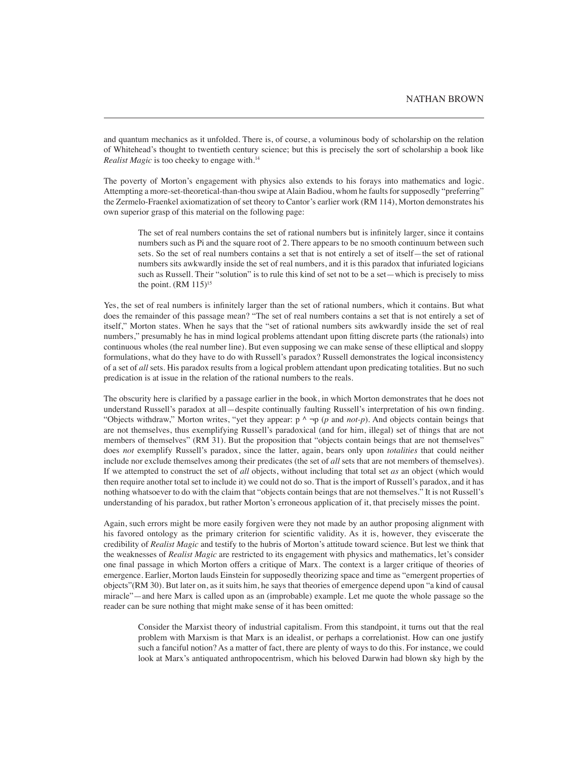and quantum mechanics as it unfolded. There is, of course, a voluminous body of scholarship on the relation of Whitehead's thought to twentieth century science; but this is precisely the sort of scholarship a book like *Realist Magic* is too cheeky to engage with.[14]

The poverty of Morton's engagement with physics also extends to his forays into mathematics and logic. Attempting a more-set-theoretical-than-thou swipe at Alain Badiou, whom he faults for supposedly "preferring" the Zermelo-Fraenkel axiomatization of set theory to Cantor's earlier work (RM 114), Morton demonstrates his own superior grasp of this material on the following page:

> The set of real numbers contains the set of rational numbers but is infinitely larger, since it contains numbers such as Pi and the square root of 2. There appears to be no smooth continuum between such sets. So the set of real numbers contains a set that is not entirely a set of itself—the set of rational numbers sits awkwardly inside the set of real numbers, and it is this paradox that infuriated logicians such as Russell. Their "solution" is to rule this kind of set not to be a set—which is precisely to miss the point. (RM 115)[15]

Yes, the set of real numbers is infinitely larger than the set of rational numbers, which it contains. But what does the remainder of this passage mean? "The set of real numbers contains a set that is not entirely a set of itself," Morton states. When he says that the "set of rational numbers sits awkwardly inside the set of real numbers," presumably he has in mind logical problems attendant upon fitting discrete parts (the rationals) into continuous wholes (the real number line). But even supposing we can make sense of these elliptical and sloppy formulations, what do they have to do with Russell's paradox? Russell demonstrates the logical inconsistency of a set of *all* sets. His paradox results from a logical problem attendant upon predicating totalities. But no such predication is at issue in the relation of the rational numbers to the reals.

The obscurity here is clarified by a passage earlier in the book, in which Morton demonstrates that he does not understand Russell's paradox at all—despite continually faulting Russell's interpretation of his own finding. "Objects withdraw," Morton writes, "yet they appear: $p \wedge \neg p$ (*p* and *not-p*). And objects contain beings that are not themselves, thus exemplifying Russell's paradoxical (and for him, illegal) set of things that are not members of themselves" (RM 31). But the proposition that "objects contain beings that are not themselves" does *not* exemplify Russell's paradox, since the latter, again, bears only upon *totalities* that could neither include nor exclude themselves among their predicates (the set of *all* sets that are not members of themselves). If we attempted to construct the set of *all* objects, without including that total set *as* an object (which would then require another total set to include it) we could not do so. That is the import of Russell's paradox, and it has nothing whatsoever to do with the claim that "objects contain beings that are not themselves." It is not Russell's understanding of his paradox, but rather Morton's erroneous application of it, that precisely misses the point.

Again, such errors might be more easily forgiven were they not made by an author proposing alignment with his favored ontology as the primary criterion for scientific validity. As it is, however, they eviscerate the credibility of *Realist Magic* and testify to the hubris of Morton's attitude toward science. But lest we think that the weaknesses of *Realist Magic* are restricted to its engagement with physics and mathematics, let's consider one final passage in which Morton offers a critique of Marx. The context is a larger critique of theories of emergence. Earlier, Morton lauds Einstein for supposedly theorizing space and time as "emergent properties of objects"(RM 30). But later on, as it suits him, he says that theories of emergence depend upon "a kind of causal miracle"—and here Marx is called upon as an (improbable) example. Let me quote the whole passage so the reader can be sure nothing that might make sense of it has been omitted:

> Consider the Marxist theory of industrial capitalism. From this standpoint, it turns out that the real problem with Marxism is that Marx is an idealist, or perhaps a correlationist. How can one justify such a fanciful notion? As a matter of fact, there are plenty of ways to do this. For instance, we could look at Marx's antiquated anthropocentrism, which his beloved Darwin had blown sky high by the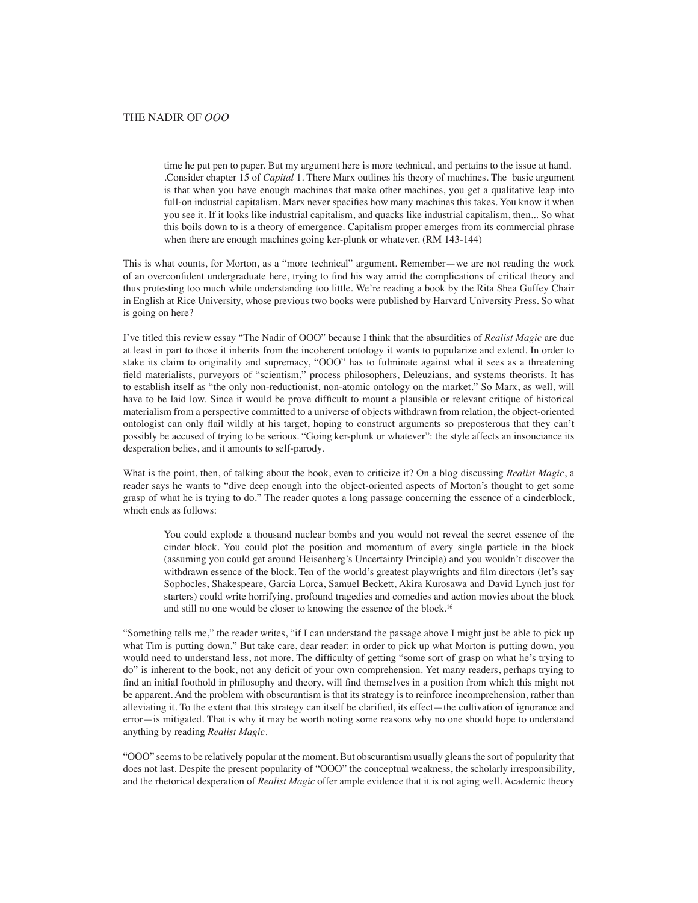> time he put pen to paper. But my argument here is more technical, and pertains to the issue at hand. .Consider chapter 15 of *Capital* 1. There Marx outlines his theory of machines. The basic argument is that when you have enough machines that make other machines, you get a qualitative leap into full-on industrial capitalism. Marx never specifies how many machines this takes. You know it when you see it. If it looks like industrial capitalism, and quacks like industrial capitalism, then... So what this boils down to is a theory of emergence. Capitalism proper emerges from its commercial phrase when there are enough machines going ker-plunk or whatever. (RM 143-144)

This is what counts, for Morton, as a "more technical" argument. Remember—we are not reading the work of an overconfident undergraduate here, trying to find his way amid the complications of critical theory and thus protesting too much while understanding too little. We're reading a book by the Rita Shea Guffey Chair in English at Rice University, whose previous two books were published by Harvard University Press. So what is going on here?

I've titled this review essay "The Nadir of OOO" because I think that the absurdities of *Realist Magic* are due at least in part to those it inherits from the incoherent ontology it wants to popularize and extend. In order to stake its claim to originality and supremacy, "OOO" has to fulminate against what it sees as a threatening field materialists, purveyors of "scientism," process philosophers, Deleuzians, and systems theorists. It has to establish itself as "the only non-reductionist, non-atomic ontology on the market." So Marx, as well, will have to be laid low. Since it would be prove difficult to mount a plausible or relevant critique of historical materialism from a perspective committed to a universe of objects withdrawn from relation, the object-oriented ontologist can only flail wildly at his target, hoping to construct arguments so preposterous that they can't possibly be accused of trying to be serious. "Going ker-plunk or whatever": the style affects an insouciance its desperation belies, and it amounts to self-parody.

What is the point, then, of talking about the book, even to criticize it? On a blog discussing *Realist Magic*, a reader says he wants to "dive deep enough into the object-oriented aspects of Morton's thought to get some grasp of what he is trying to do." The reader quotes a long passage concerning the essence of a cinderblock, which ends as follows:

> You could explode a thousand nuclear bombs and you would not reveal the secret essence of the cinder block. You could plot the position and momentum of every single particle in the block (assuming you could get around Heisenberg's Uncertainty Principle) and you wouldn't discover the withdrawn essence of the block. Ten of the world's greatest playwrights and film directors (let's say Sophocles, Shakespeare, Garcia Lorca, Samuel Beckett, Akira Kurosawa and David Lynch just for starters) could write horrifying, profound tragedies and comedies and action movies about the block and still no one would be closer to knowing the essence of the block.[16]

"Something tells me," the reader writes, "if I can understand the passage above I might just be able to pick up what Tim is putting down." But take care, dear reader: in order to pick up what Morton is putting down, you would need to understand less, not more. The difficulty of getting "some sort of grasp on what he's trying to do" is inherent to the book, not any deficit of your own comprehension. Yet many readers, perhaps trying to find an initial foothold in philosophy and theory, will find themselves in a position from which this might not be apparent. And the problem with obscurantism is that its strategy is to reinforce incomprehension, rather than alleviating it. To the extent that this strategy can itself be clarified, its effect—the cultivation of ignorance and error—is mitigated. That is why it may be worth noting some reasons why no one should hope to understand anything by reading *Realist Magic*.

"OOO" seems to be relatively popular at the moment. But obscurantism usually gleans the sort of popularity that does not last. Despite the present popularity of "OOO" the conceptual weakness, the scholarly irresponsibility, and the rhetorical desperation of *Realist Magic* offer ample evidence that it is not aging well. Academic theory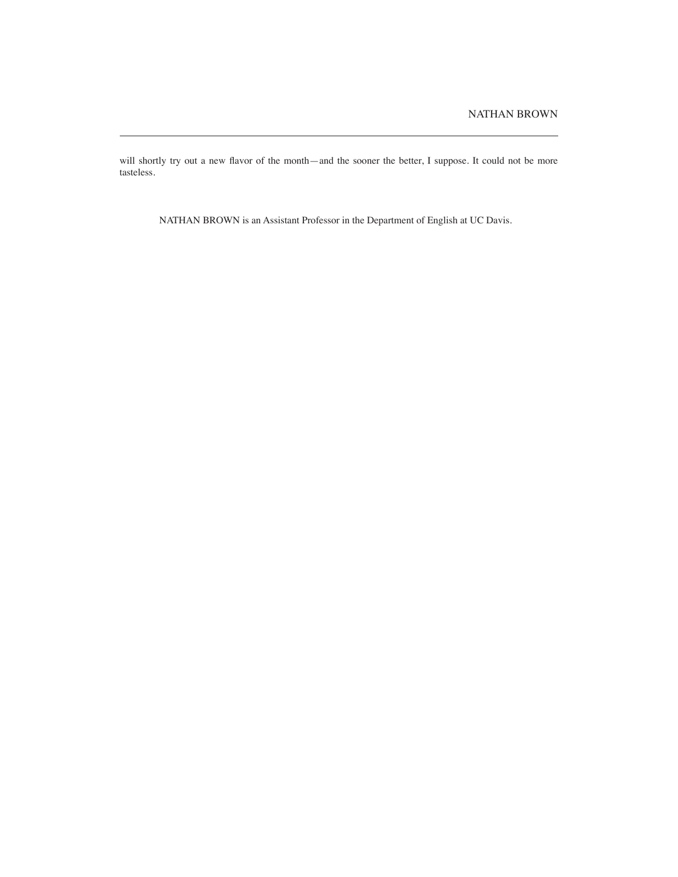will shortly try out a new flavor of the month—and the sooner the better, I suppose. It could not be more tasteless.

NATHAN BROWN is an Assistant Professor in the Department of English at UC Davis.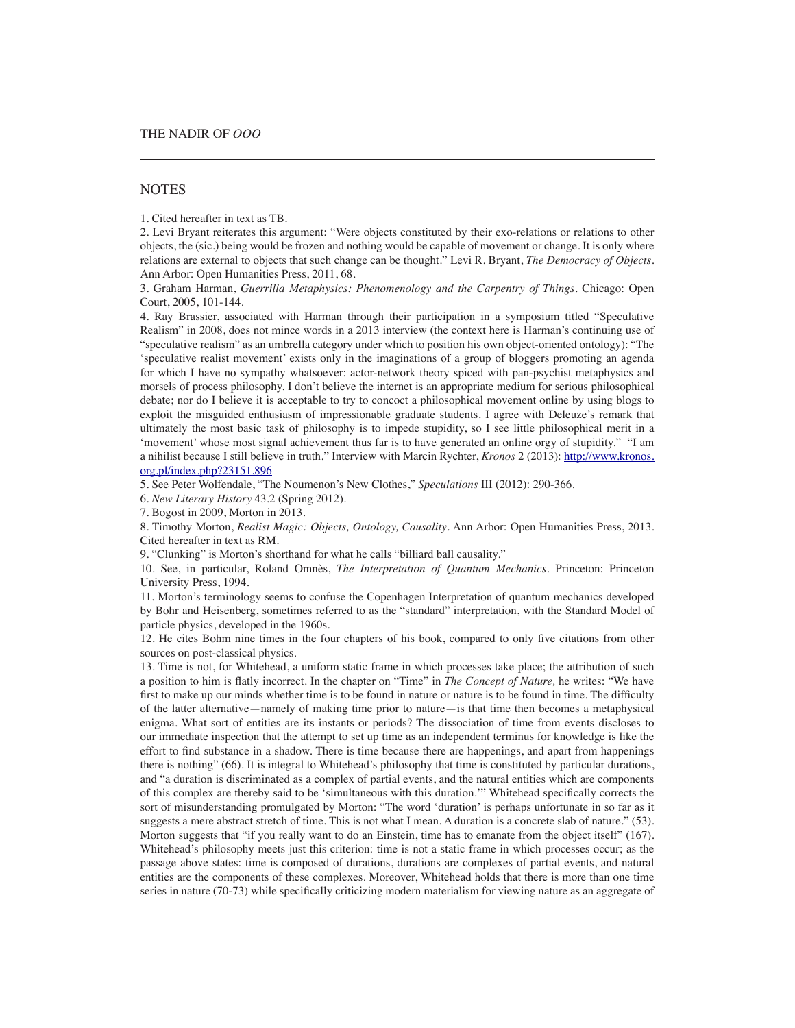## NOTES

1. Cited hereafter in text as TB.

2. Levi Bryant reiterates this argument: "Were objects constituted by their exo-relations or relations to other objects, the (sic.) being would be frozen and nothing would be capable of movement or change. It is only where relations are external to objects that such change can be thought." Levi R. Bryant, *The Democracy of Objects*. Ann Arbor: Open Humanities Press, 2011, 68.

3. Graham Harman, *Guerrilla Metaphysics: Phenomenology and the Carpentry of Things*. Chicago: Open Court, 2005, 101-144.

4. Ray Brassier, associated with Harman through their participation in a symposium titled "Speculative Realism" in 2008, does not mince words in a 2013 interview (the context here is Harman's continuing use of "speculative realism" as an umbrella category under which to position his own object-oriented ontology): "The 'speculative realist movement' exists only in the imaginations of a group of bloggers promoting an agenda for which I have no sympathy whatsoever: actor-network theory spiced with pan-psychist metaphysics and morsels of process philosophy. I don't believe the internet is an appropriate medium for serious philosophical debate; nor do I believe it is acceptable to try to concoct a philosophical movement online by using blogs to exploit the misguided enthusiasm of impressionable graduate students. I agree with Deleuze's remark that ultimately the most basic task of philosophy is to impede stupidity, so I see little philosophical merit in a 'movement' whose most signal achievement thus far is to have generated an online orgy of stupidity." "I am a nihilist because I still believe in truth." Interview with Marcin Rychter, *Kronos* 2 (2013): http://www.kronos.org.pl/index.php?23151,896

5. See Peter Wolfendale, "The Noumenon's New Clothes," *Speculations* III (2012): 290-366.

6. *New Literary History* 43.2 (Spring 2012).

7. Bogost in 2009, Morton in 2013.

8. Timothy Morton, *Realist Magic: Objects, Ontology, Causality*. Ann Arbor: Open Humanities Press, 2013. Cited hereafter in text as RM.

9. "Clunking" is Morton's shorthand for what he calls "billiard ball causality."

10. See, in particular, Roland Omnès, *The Interpretation of Quantum Mechanics*. Princeton: Princeton University Press, 1994.

11. Morton's terminology seems to confuse the Copenhagen Interpretation of quantum mechanics developed by Bohr and Heisenberg, sometimes referred to as the "standard" interpretation, with the Standard Model of particle physics, developed in the 1960s.

12. He cites Bohm nine times in the four chapters of his book, compared to only five citations from other sources on post-classical physics.

13. Time is not, for Whitehead, a uniform static frame in which processes take place; the attribution of such a position to him is flatly incorrect. In the chapter on "Time" in *The Concept of Nature,* he writes: "We have first to make up our minds whether time is to be found in nature or nature is to be found in time. The difficulty of the latter alternative—namely of making time prior to nature—is that time then becomes a metaphysical enigma. What sort of entities are its instants or periods? The dissociation of time from events discloses to our immediate inspection that the attempt to set up time as an independent terminus for knowledge is like the effort to find substance in a shadow. There is time because there are happenings, and apart from happenings there is nothing" (66). It is integral to Whitehead's philosophy that time is constituted by particular durations, and "a duration is discriminated as a complex of partial events, and the natural entities which are components of this complex are thereby said to be 'simultaneous with this duration.'" Whitehead specifically corrects the sort of misunderstanding promulgated by Morton: "The word 'duration' is perhaps unfortunate in so far as it suggests a mere abstract stretch of time. This is not what I mean. A duration is a concrete slab of nature." (53). Morton suggests that "if you really want to do an Einstein, time has to emanate from the object itself" (167). Whitehead's philosophy meets just this criterion: time is not a static frame in which processes occur; as the passage above states: time is composed of durations, durations are complexes of partial events, and natural entities are the components of these complexes. Moreover, Whitehead holds that there is more than one time series in nature (70-73) while specifically criticizing modern materialism for viewing nature as an aggregate of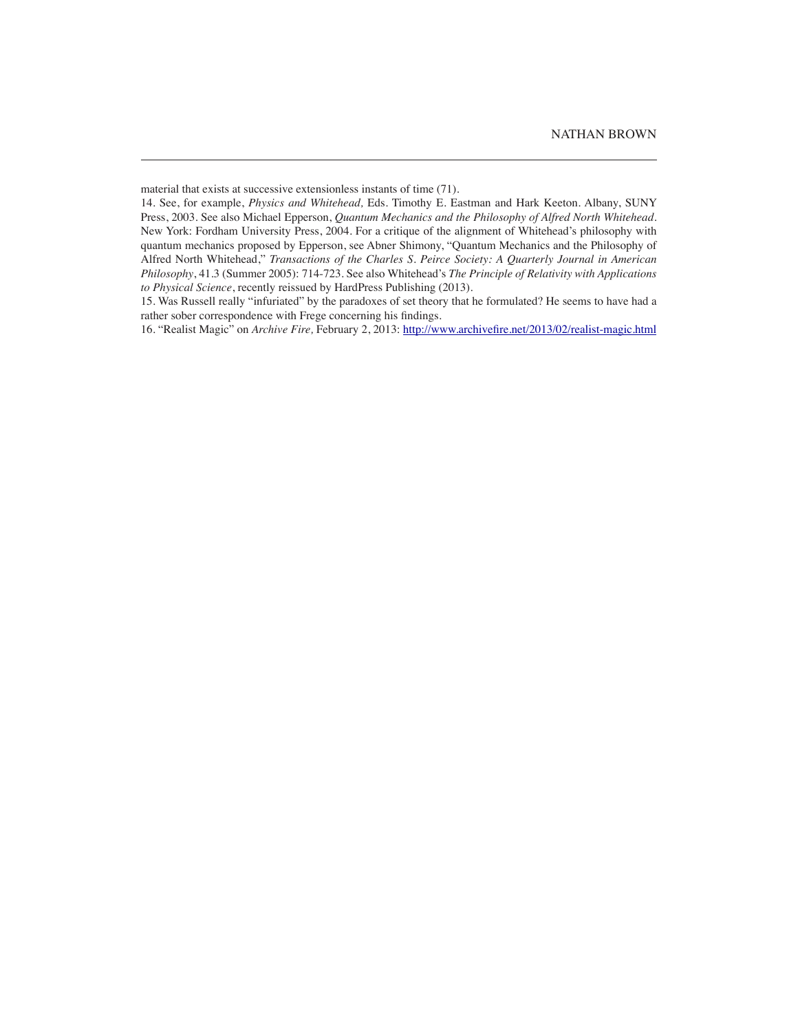material that exists at successive extensionless instants of time (71).

14. See, for example, *Physics and Whitehead,* Eds. Timothy E. Eastman and Hark Keeton. Albany, SUNY Press, 2003. See also Michael Epperson, *Quantum Mechanics and the Philosophy of Alfred North Whitehead*. New York: Fordham University Press, 2004. For a critique of the alignment of Whitehead's philosophy with quantum mechanics proposed by Epperson, see Abner Shimony, "Quantum Mechanics and the Philosophy of Alfred North Whitehead," *Transactions of the Charles S. Peirce Society: A Quarterly Journal in American Philosophy*, 41.3 (Summer 2005): 714-723. See also Whitehead's *The Principle of Relativity with Applications to Physical Science*, recently reissued by HardPress Publishing (2013).

15. Was Russell really "infuriated" by the paradoxes of set theory that he formulated? He seems to have had a rather sober correspondence with Frege concerning his findings.

16. "Realist Magic" on *Archive Fire,* February 2, 2013: http://www.archivefire.net/2013/02/realist-magic.html